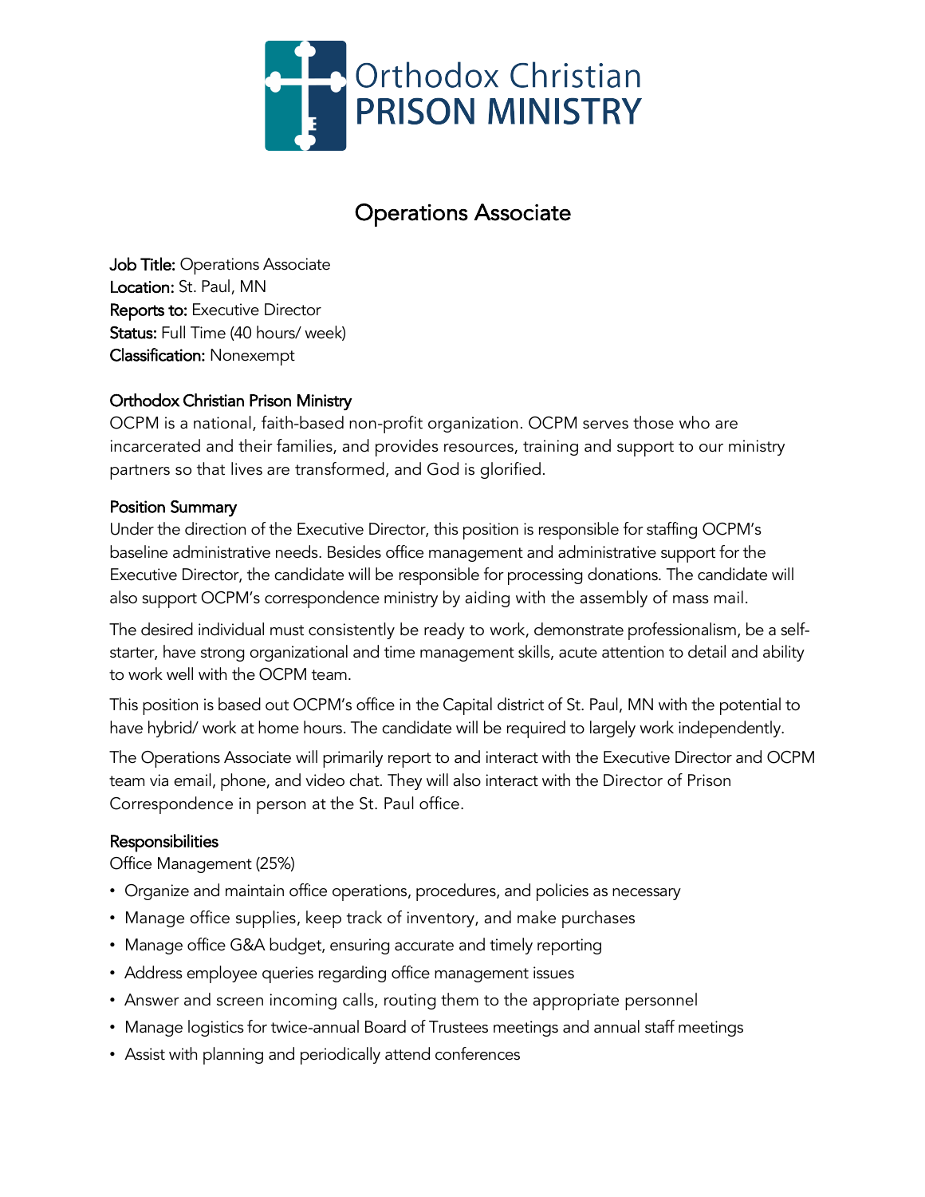Orthodox Christian
PRISON MINISTRY

# Operations Associate

**Job Title:** Operations Associate
**Location:** St. Paul, MN
**Reports to:** Executive Director
**Status:** Full Time (40 hours/ week)
**Classification:** Nonexempt

## Orthodox Christian Prison Ministry

OCPM is a national, faith-based non-profit organization. OCPM serves those who are incarcerated and their families, and provides resources, training and support to our ministry partners so that lives are transformed, and God is glorified.

## Position Summary

Under the direction of the Executive Director, this position is responsible for staffing OCPM's baseline administrative needs. Besides office management and administrative support for the Executive Director, the candidate will be responsible for processing donations. The candidate will also support OCPM's correspondence ministry by aiding with the assembly of mass mail.

The desired individual must consistently be ready to work, demonstrate professionalism, be a self-starter, have strong organizational and time management skills, acute attention to detail and ability to work well with the OCPM team.

This position is based out OCPM's office in the Capital district of St. Paul, MN with the potential to have hybrid/ work at home hours. The candidate will be required to largely work independently.

The Operations Associate will primarily report to and interact with the Executive Director and OCPM team via email, phone, and video chat. They will also interact with the Director of Prison Correspondence in person at the St. Paul office.

## Responsibilities

Office Management (25%)

- Organize and maintain office operations, procedures, and policies as necessary
- Manage office supplies, keep track of inventory, and make purchases
- Manage office G&A budget, ensuring accurate and timely reporting
- Address employee queries regarding office management issues
- Answer and screen incoming calls, routing them to the appropriate personnel
- Manage logistics for twice-annual Board of Trustees meetings and annual staff meetings
- Assist with planning and periodically attend conferences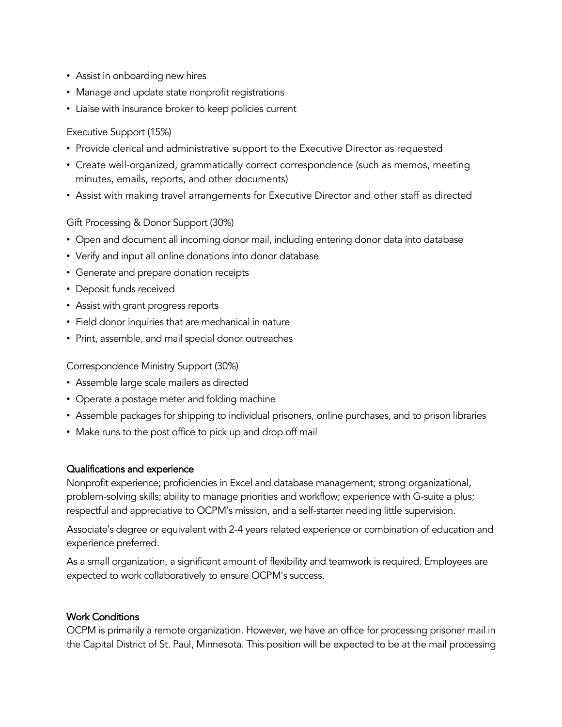- Assist in onboarding new hires
- Manage and update state nonprofit registrations
- Liaise with insurance broker to keep policies current

Executive Support (15%)

- Provide clerical and administrative support to the Executive Director as requested
- Create well-organized, grammatically correct correspondence (such as memos, meeting minutes, emails, reports, and other documents)
- Assist with making travel arrangements for Executive Director and other staff as directed

Gift Processing & Donor Support (30%)

- Open and document all incoming donor mail, including entering donor data into database
- Verify and input all online donations into donor database
- Generate and prepare donation receipts
- Deposit funds received
- Assist with grant progress reports
- Field donor inquiries that are mechanical in nature
- Print, assemble, and mail special donor outreaches

Correspondence Ministry Support (30%)

- Assemble large scale mailers as directed
- Operate a postage meter and folding machine
- Assemble packages for shipping to individual prisoners, online purchases, and to prison libraries
- Make runs to the post office to pick up and drop off mail

### Qualifications and experience

Nonprofit experience; proficiencies in Excel and database management; strong organizational, problem-solving skills; ability to manage priorities and workflow; experience with G-suite a plus; respectful and appreciative to OCPM's mission, and a self-starter needing little supervision.

Associate's degree or equivalent with 2-4 years related experience or combination of education and experience preferred.

As a small organization, a significant amount of flexibility and teamwork is required. Employees are expected to work collaboratively to ensure OCPM's success.

### Work Conditions

OCPM is primarily a remote organization. However, we have an office for processing prisoner mail in the Capital District of St. Paul, Minnesota. This position will be expected to be at the mail processing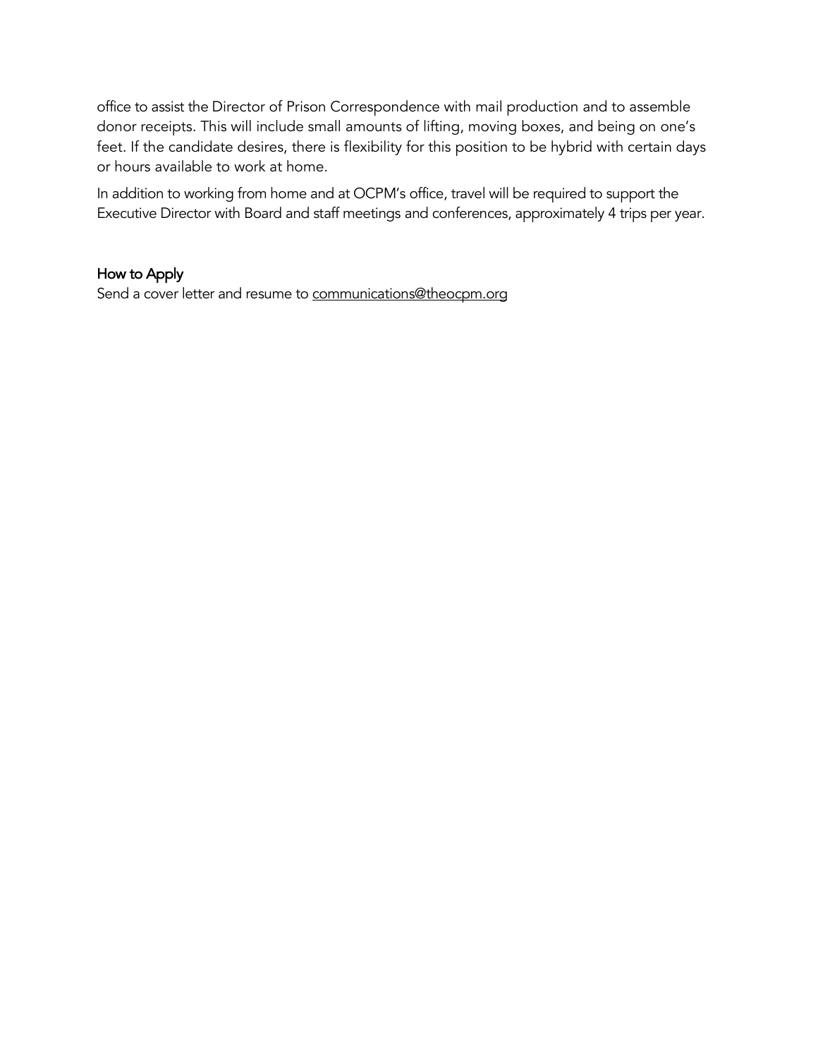office to assist the Director of Prison Correspondence with mail production and to assemble donor receipts. This will include small amounts of lifting, moving boxes, and being on one's feet. If the candidate desires, there is flexibility for this position to be hybrid with certain days or hours available to work at home.

In addition to working from home and at OCPM's office, travel will be required to support the Executive Director with Board and staff meetings and conferences, approximately 4 trips per year.

## How to Apply

Send a cover letter and resume to communications@theocpm.org